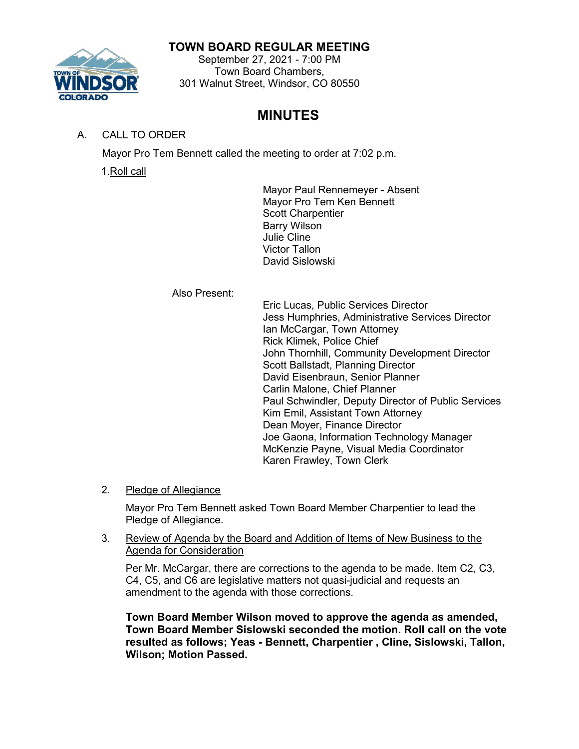# TOWN BOARD REGULAR MEETING

September 27, 2021 - 7:00 PM
Town Board Chambers,
301 Walnut Street, Windsor, CO 80550

## MINUTES

A. CALL TO ORDER

Mayor Pro Tem Bennett called the meeting to order at 7:02 p.m.

1. Roll call

Mayor Paul Rennemeyer - Absent
Mayor Pro Tem Ken Bennett
Scott Charpentier
Barry Wilson
Julie Cline
Victor Tallon
David Sislowski

Also Present:

Eric Lucas, Public Services Director
Jess Humphries, Administrative Services Director
Ian McCargar, Town Attorney
Rick Klimek, Police Chief
John Thornhill, Community Development Director
Scott Ballstadt, Planning Director
David Eisenbraun, Senior Planner
Carlin Malone, Chief Planner
Paul Schwindler, Deputy Director of Public Services
Kim Emil, Assistant Town Attorney
Dean Moyer, Finance Director
Joe Gaona, Information Technology Manager
McKenzie Payne, Visual Media Coordinator
Karen Frawley, Town Clerk

2. Pledge of Allegiance

Mayor Pro Tem Bennett asked Town Board Member Charpentier to lead the Pledge of Allegiance.

3. Review of Agenda by the Board and Addition of Items of New Business to the Agenda for Consideration

Per Mr. McCargar, there are corrections to the agenda to be made. Item C2, C3, C4, C5, and C6 are legislative matters not quasi-judicial and requests an amendment to the agenda with those corrections.

**Town Board Member Wilson moved to approve the agenda as amended, Town Board Member Sislowski seconded the motion. Roll call on the vote resulted as follows; Yeas - Bennett, Charpentier , Cline, Sislowski, Tallon, Wilson; Motion Passed.**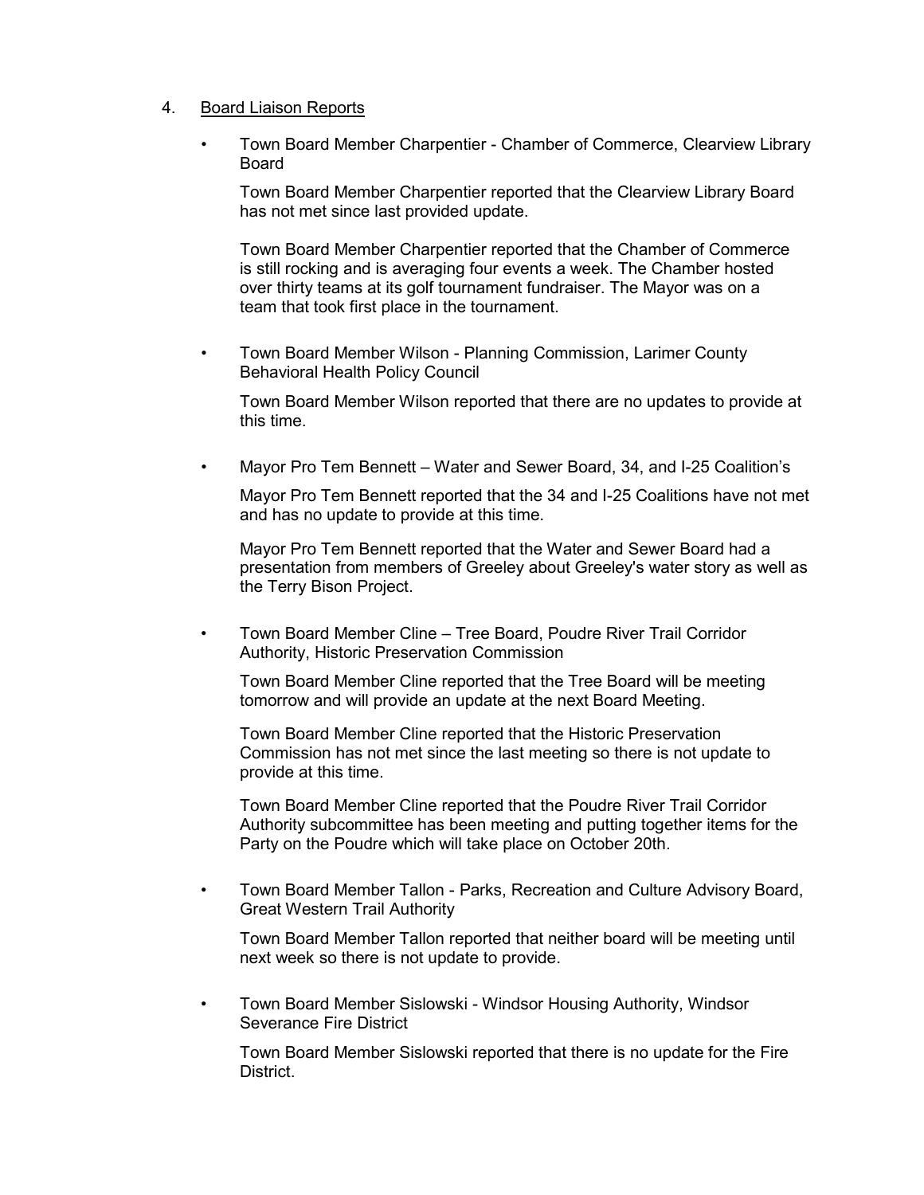4. Board Liaison Reports

- Town Board Member Charpentier - Chamber of Commerce, Clearview Library Board

  Town Board Member Charpentier reported that the Clearview Library Board has not met since last provided update.

  Town Board Member Charpentier reported that the Chamber of Commerce is still rocking and is averaging four events a week. The Chamber hosted over thirty teams at its golf tournament fundraiser. The Mayor was on a team that took first place in the tournament.

- Town Board Member Wilson - Planning Commission, Larimer County Behavioral Health Policy Council

  Town Board Member Wilson reported that there are no updates to provide at this time.

- Mayor Pro Tem Bennett – Water and Sewer Board, 34, and I-25 Coalition's

  Mayor Pro Tem Bennett reported that the 34 and I-25 Coalitions have not met and has no update to provide at this time.

  Mayor Pro Tem Bennett reported that the Water and Sewer Board had a presentation from members of Greeley about Greeley's water story as well as the Terry Bison Project.

- Town Board Member Cline – Tree Board, Poudre River Trail Corridor Authority, Historic Preservation Commission

  Town Board Member Cline reported that the Tree Board will be meeting tomorrow and will provide an update at the next Board Meeting.

  Town Board Member Cline reported that the Historic Preservation Commission has not met since the last meeting so there is not update to provide at this time.

  Town Board Member Cline reported that the Poudre River Trail Corridor Authority subcommittee has been meeting and putting together items for the Party on the Poudre which will take place on October 20th.

- Town Board Member Tallon - Parks, Recreation and Culture Advisory Board, Great Western Trail Authority

  Town Board Member Tallon reported that neither board will be meeting until next week so there is not update to provide.

- Town Board Member Sislowski - Windsor Housing Authority, Windsor Severance Fire District

  Town Board Member Sislowski reported that there is no update for the Fire District.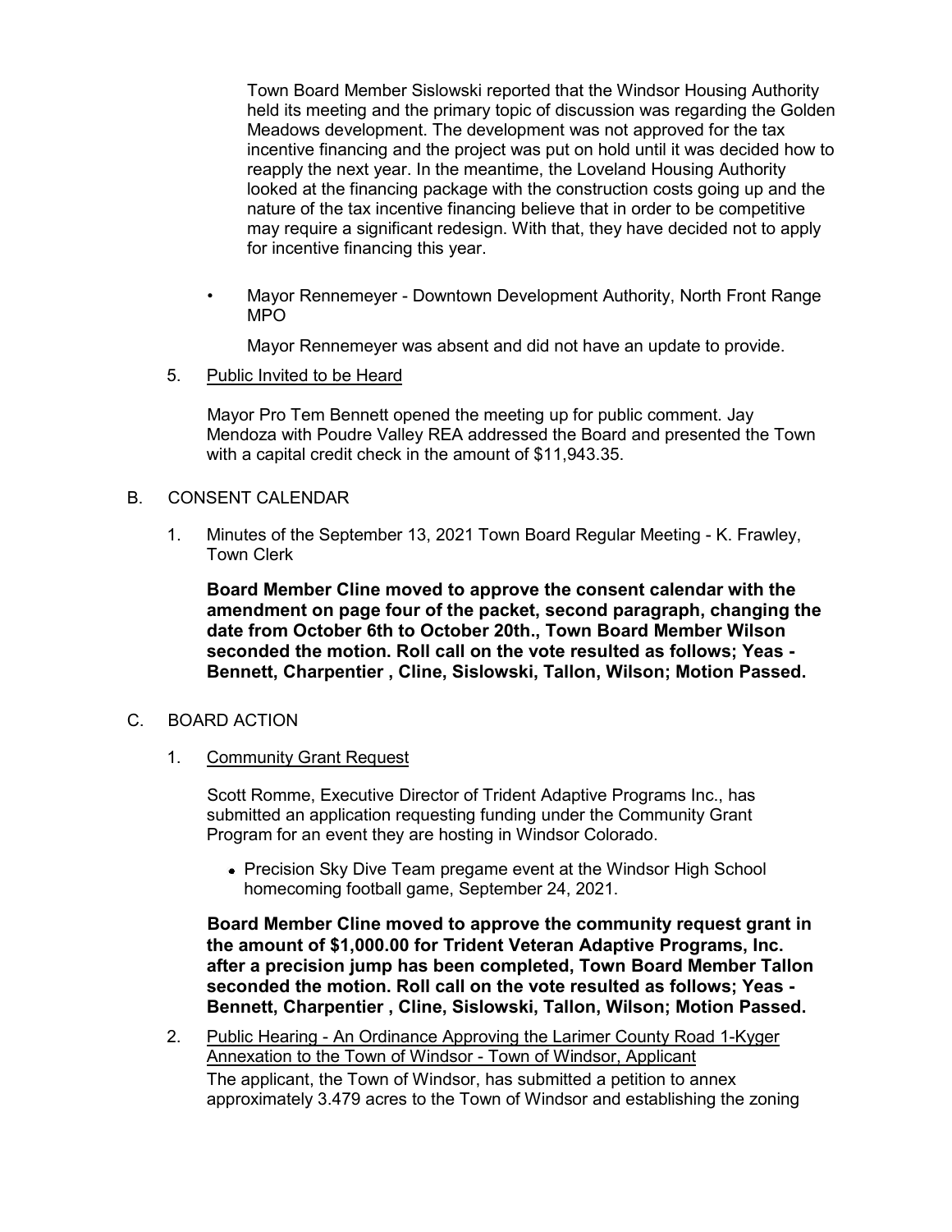Town Board Member Sislowski reported that the Windsor Housing Authority held its meeting and the primary topic of discussion was regarding the Golden Meadows development. The development was not approved for the tax incentive financing and the project was put on hold until it was decided how to reapply the next year. In the meantime, the Loveland Housing Authority looked at the financing package with the construction costs going up and the nature of the tax incentive financing believe that in order to be competitive may require a significant redesign. With that, they have decided not to apply for incentive financing this year.

- Mayor Rennemeyer - Downtown Development Authority, North Front Range MPO

  Mayor Rennemeyer was absent and did not have an update to provide.

5. Public Invited to be Heard

   Mayor Pro Tem Bennett opened the meeting up for public comment. Jay Mendoza with Poudre Valley REA addressed the Board and presented the Town with a capital credit check in the amount of $11,943.35.

B. CONSENT CALENDAR

1. Minutes of the September 13, 2021 Town Board Regular Meeting - K. Frawley, Town Clerk

   **Board Member Cline moved to approve the consent calendar with the amendment on page four of the packet, second paragraph, changing the date from October 6th to October 20th., Town Board Member Wilson seconded the motion. Roll call on the vote resulted as follows; Yeas - Bennett, Charpentier , Cline, Sislowski, Tallon, Wilson; Motion Passed.**

C. BOARD ACTION

1. Community Grant Request

   Scott Romme, Executive Director of Trident Adaptive Programs Inc., has submitted an application requesting funding under the Community Grant Program for an event they are hosting in Windsor Colorado.

   - Precision Sky Dive Team pregame event at the Windsor High School homecoming football game, September 24, 2021.

   **Board Member Cline moved to approve the community request grant in the amount of $1,000.00 for Trident Veteran Adaptive Programs, Inc. after a precision jump has been completed, Town Board Member Tallon seconded the motion. Roll call on the vote resulted as follows; Yeas - Bennett, Charpentier , Cline, Sislowski, Tallon, Wilson; Motion Passed.**

2. Public Hearing - An Ordinance Approving the Larimer County Road 1-Kyger Annexation to the Town of Windsor - Town of Windsor, Applicant

   The applicant, the Town of Windsor, has submitted a petition to annex approximately 3.479 acres to the Town of Windsor and establishing the zoning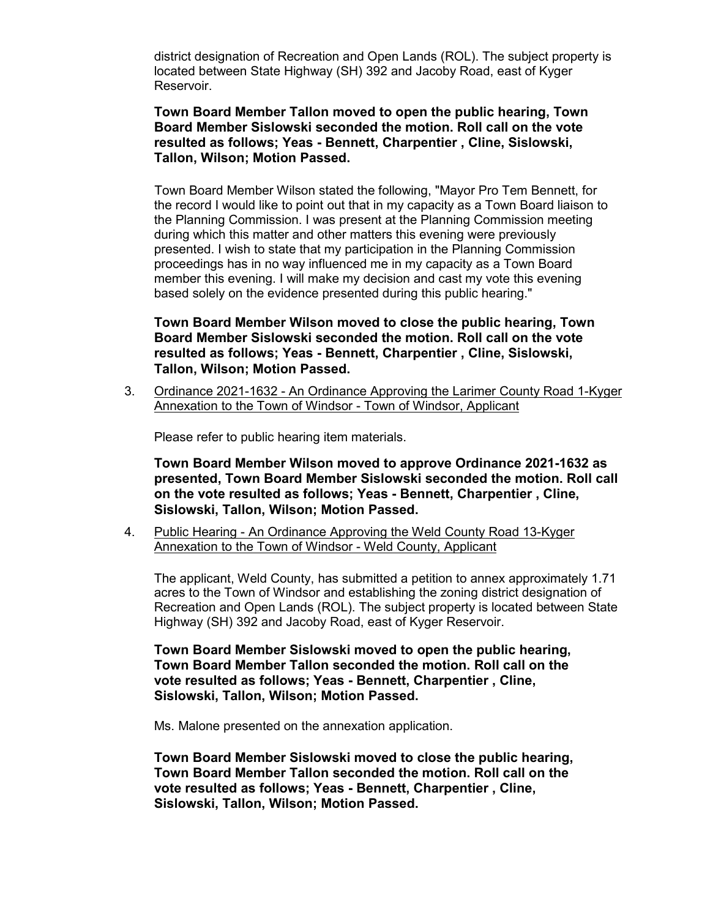district designation of Recreation and Open Lands (ROL). The subject property is located between State Highway (SH) 392 and Jacoby Road, east of Kyger Reservoir.

**Town Board Member Tallon moved to open the public hearing, Town Board Member Sislowski seconded the motion. Roll call on the vote resulted as follows; Yeas - Bennett, Charpentier , Cline, Sislowski, Tallon, Wilson; Motion Passed.**

Town Board Member Wilson stated the following, "Mayor Pro Tem Bennett, for the record I would like to point out that in my capacity as a Town Board liaison to the Planning Commission. I was present at the Planning Commission meeting during which this matter and other matters this evening were previously presented. I wish to state that my participation in the Planning Commission proceedings has in no way influenced me in my capacity as a Town Board member this evening. I will make my decision and cast my vote this evening based solely on the evidence presented during this public hearing."

**Town Board Member Wilson moved to close the public hearing, Town Board Member Sislowski seconded the motion. Roll call on the vote resulted as follows; Yeas - Bennett, Charpentier , Cline, Sislowski, Tallon, Wilson; Motion Passed.**

3. Ordinance 2021-1632 - An Ordinance Approving the Larimer County Road 1-Kyger Annexation to the Town of Windsor - Town of Windsor, Applicant

   Please refer to public hearing item materials.

   **Town Board Member Wilson moved to approve Ordinance 2021-1632 as presented, Town Board Member Sislowski seconded the motion. Roll call on the vote resulted as follows; Yeas - Bennett, Charpentier , Cline, Sislowski, Tallon, Wilson; Motion Passed.**

4. Public Hearing - An Ordinance Approving the Weld County Road 13-Kyger Annexation to the Town of Windsor - Weld County, Applicant

   The applicant, Weld County, has submitted a petition to annex approximately 1.71 acres to the Town of Windsor and establishing the zoning district designation of Recreation and Open Lands (ROL). The subject property is located between State Highway (SH) 392 and Jacoby Road, east of Kyger Reservoir.

   **Town Board Member Sislowski moved to open the public hearing, Town Board Member Tallon seconded the motion. Roll call on the vote resulted as follows; Yeas - Bennett, Charpentier , Cline, Sislowski, Tallon, Wilson; Motion Passed.**

   Ms. Malone presented on the annexation application.

   **Town Board Member Sislowski moved to close the public hearing, Town Board Member Tallon seconded the motion. Roll call on the vote resulted as follows; Yeas - Bennett, Charpentier , Cline, Sislowski, Tallon, Wilson; Motion Passed.**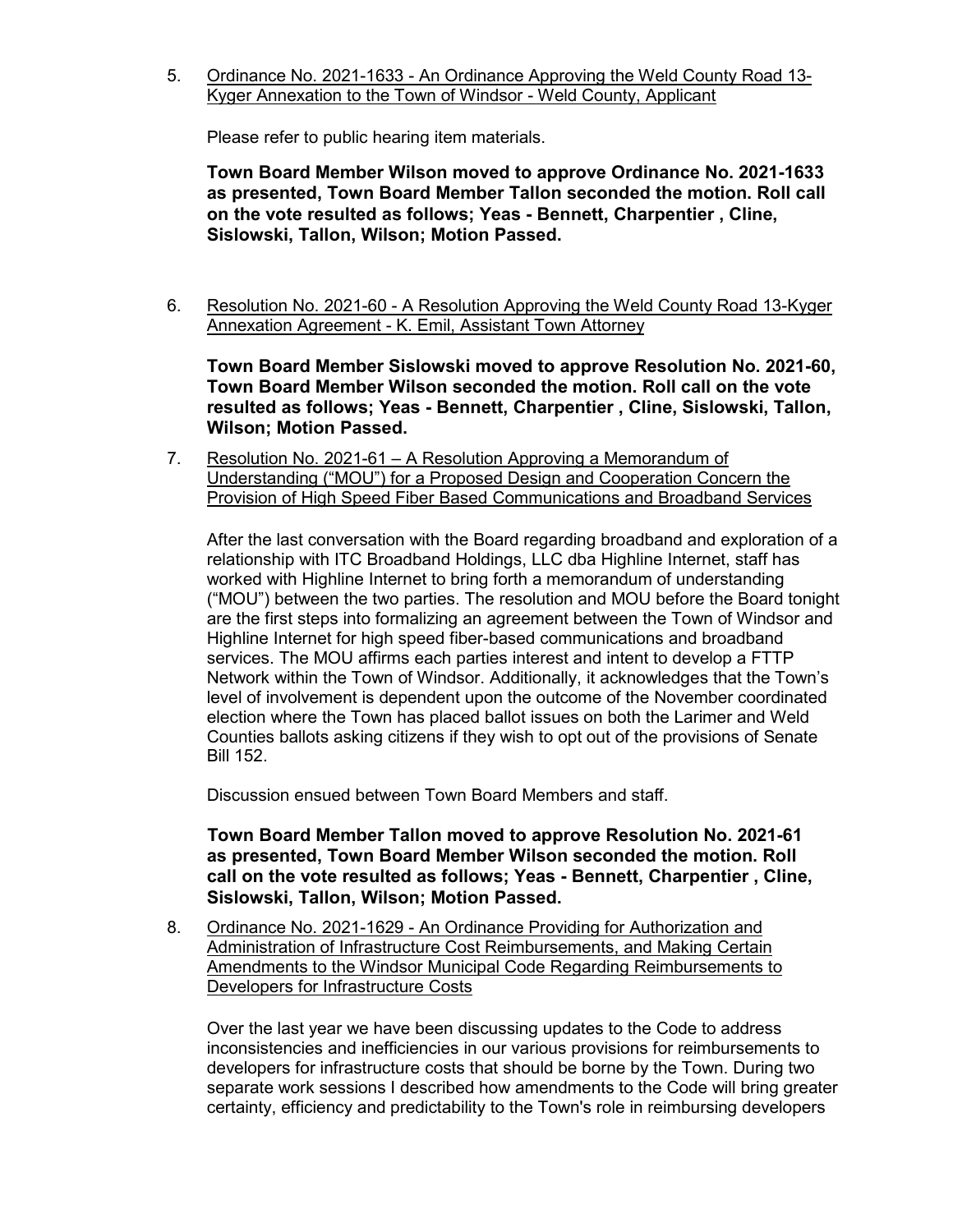5. Ordinance No. 2021-1633 - An Ordinance Approving the Weld County Road 13-Kyger Annexation to the Town of Windsor - Weld County, Applicant

   Please refer to public hearing item materials.

   **Town Board Member Wilson moved to approve Ordinance No. 2021-1633 as presented, Town Board Member Tallon seconded the motion. Roll call on the vote resulted as follows; Yeas - Bennett, Charpentier , Cline, Sislowski, Tallon, Wilson; Motion Passed.**

6. Resolution No. 2021-60 - A Resolution Approving the Weld County Road 13-Kyger Annexation Agreement - K. Emil, Assistant Town Attorney

   **Town Board Member Sislowski moved to approve Resolution No. 2021-60, Town Board Member Wilson seconded the motion. Roll call on the vote resulted as follows; Yeas - Bennett, Charpentier , Cline, Sislowski, Tallon, Wilson; Motion Passed.**

7. Resolution No. 2021-61 – A Resolution Approving a Memorandum of Understanding ("MOU") for a Proposed Design and Cooperation Concern the Provision of High Speed Fiber Based Communications and Broadband Services

   After the last conversation with the Board regarding broadband and exploration of a relationship with ITC Broadband Holdings, LLC dba Highline Internet, staff has worked with Highline Internet to bring forth a memorandum of understanding ("MOU") between the two parties. The resolution and MOU before the Board tonight are the first steps into formalizing an agreement between the Town of Windsor and Highline Internet for high speed fiber-based communications and broadband services. The MOU affirms each parties interest and intent to develop a FTTP Network within the Town of Windsor. Additionally, it acknowledges that the Town's level of involvement is dependent upon the outcome of the November coordinated election where the Town has placed ballot issues on both the Larimer and Weld Counties ballots asking citizens if they wish to opt out of the provisions of Senate Bill 152.

   Discussion ensued between Town Board Members and staff.

   **Town Board Member Tallon moved to approve Resolution No. 2021-61 as presented, Town Board Member Wilson seconded the motion. Roll call on the vote resulted as follows; Yeas - Bennett, Charpentier , Cline, Sislowski, Tallon, Wilson; Motion Passed.**

8. Ordinance No. 2021-1629 - An Ordinance Providing for Authorization and Administration of Infrastructure Cost Reimbursements, and Making Certain Amendments to the Windsor Municipal Code Regarding Reimbursements to Developers for Infrastructure Costs

   Over the last year we have been discussing updates to the Code to address inconsistencies and inefficiencies in our various provisions for reimbursements to developers for infrastructure costs that should be borne by the Town. During two separate work sessions I described how amendments to the Code will bring greater certainty, efficiency and predictability to the Town's role in reimbursing developers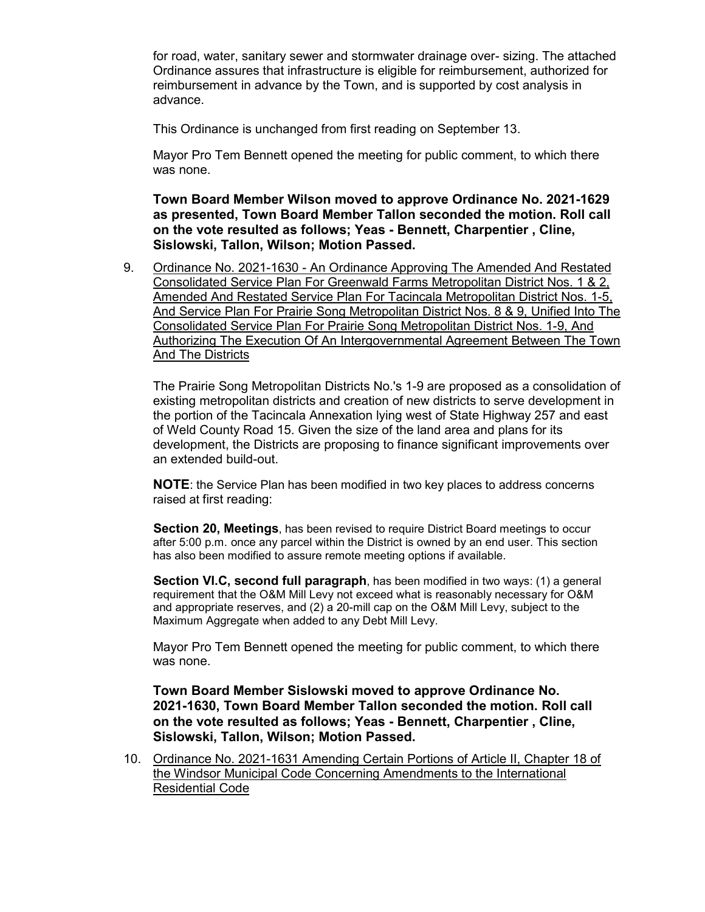for road, water, sanitary sewer and stormwater drainage over- sizing. The attached Ordinance assures that infrastructure is eligible for reimbursement, authorized for reimbursement in advance by the Town, and is supported by cost analysis in advance.

This Ordinance is unchanged from first reading on September 13.

Mayor Pro Tem Bennett opened the meeting for public comment, to which there was none.

**Town Board Member Wilson moved to approve Ordinance No. 2021-1629 as presented, Town Board Member Tallon seconded the motion. Roll call on the vote resulted as follows; Yeas - Bennett, Charpentier , Cline, Sislowski, Tallon, Wilson; Motion Passed.**

9. Ordinance No. 2021-1630 - An Ordinance Approving The Amended And Restated Consolidated Service Plan For Greenwald Farms Metropolitan District Nos. 1 & 2, Amended And Restated Service Plan For Tacincala Metropolitan District Nos. 1-5, And Service Plan For Prairie Song Metropolitan District Nos. 8 & 9, Unified Into The Consolidated Service Plan For Prairie Song Metropolitan District Nos. 1-9, And Authorizing The Execution Of An Intergovernmental Agreement Between The Town And The Districts

   The Prairie Song Metropolitan Districts No.'s 1-9 are proposed as a consolidation of existing metropolitan districts and creation of new districts to serve development in the portion of the Tacincala Annexation lying west of State Highway 257 and east of Weld County Road 15. Given the size of the land area and plans for its development, the Districts are proposing to finance significant improvements over an extended build-out.

   **NOTE**: the Service Plan has been modified in two key places to address concerns raised at first reading:

   **Section 20, Meetings**, has been revised to require District Board meetings to occur after 5:00 p.m. once any parcel within the District is owned by an end user. This section has also been modified to assure remote meeting options if available.

   **Section VI.C, second full paragraph**, has been modified in two ways: (1) a general requirement that the O&M Mill Levy not exceed what is reasonably necessary for O&M and appropriate reserves, and (2) a 20-mill cap on the O&M Mill Levy, subject to the Maximum Aggregate when added to any Debt Mill Levy.

   Mayor Pro Tem Bennett opened the meeting for public comment, to which there was none.

   **Town Board Member Sislowski moved to approve Ordinance No. 2021-1630, Town Board Member Tallon seconded the motion. Roll call on the vote resulted as follows; Yeas - Bennett, Charpentier , Cline, Sislowski, Tallon, Wilson; Motion Passed.**

10. Ordinance No. 2021-1631 Amending Certain Portions of Article II, Chapter 18 of the Windsor Municipal Code Concerning Amendments to the International Residential Code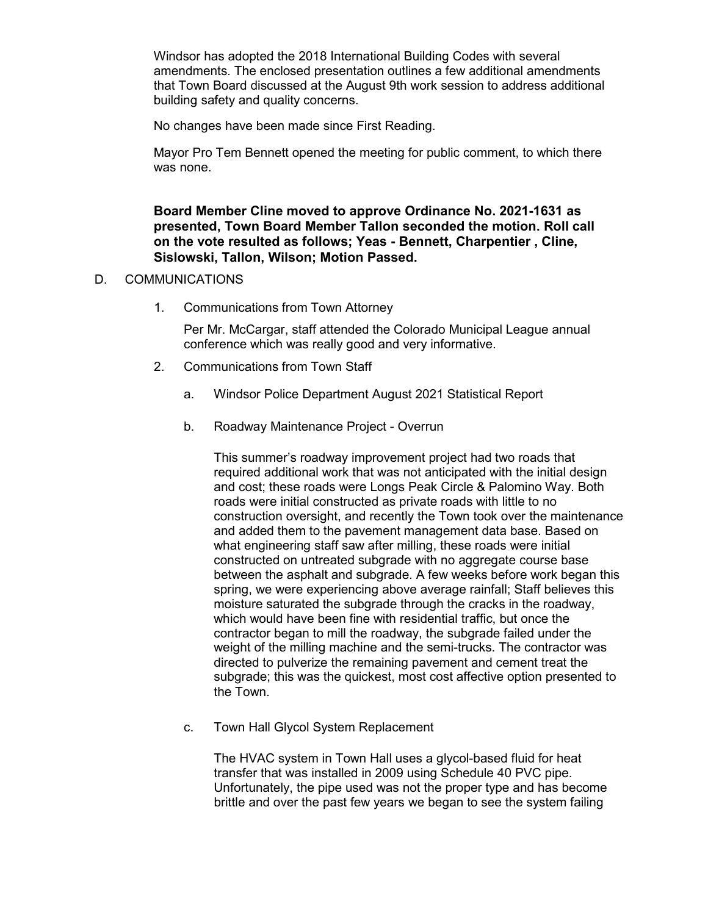Windsor has adopted the 2018 International Building Codes with several amendments. The enclosed presentation outlines a few additional amendments that Town Board discussed at the August 9th work session to address additional building safety and quality concerns.

No changes have been made since First Reading.

Mayor Pro Tem Bennett opened the meeting for public comment, to which there was none.

**Board Member Cline moved to approve Ordinance No. 2021-1631 as presented, Town Board Member Tallon seconded the motion. Roll call on the vote resulted as follows; Yeas - Bennett, Charpentier , Cline, Sislowski, Tallon, Wilson; Motion Passed.**

D. COMMUNICATIONS

1. Communications from Town Attorney

   Per Mr. McCargar, staff attended the Colorado Municipal League annual conference which was really good and very informative.

2. Communications from Town Staff

   a. Windsor Police Department August 2021 Statistical Report

   b. Roadway Maintenance Project - Overrun

      This summer's roadway improvement project had two roads that required additional work that was not anticipated with the initial design and cost; these roads were Longs Peak Circle & Palomino Way. Both roads were initial constructed as private roads with little to no construction oversight, and recently the Town took over the maintenance and added them to the pavement management data base. Based on what engineering staff saw after milling, these roads were initial constructed on untreated subgrade with no aggregate course base between the asphalt and subgrade. A few weeks before work began this spring, we were experiencing above average rainfall; Staff believes this moisture saturated the subgrade through the cracks in the roadway, which would have been fine with residential traffic, but once the contractor began to mill the roadway, the subgrade failed under the weight of the milling machine and the semi-trucks. The contractor was directed to pulverize the remaining pavement and cement treat the subgrade; this was the quickest, most cost affective option presented to the Town.

   c. Town Hall Glycol System Replacement

      The HVAC system in Town Hall uses a glycol-based fluid for heat transfer that was installed in 2009 using Schedule 40 PVC pipe. Unfortunately, the pipe used was not the proper type and has become brittle and over the past few years we began to see the system failing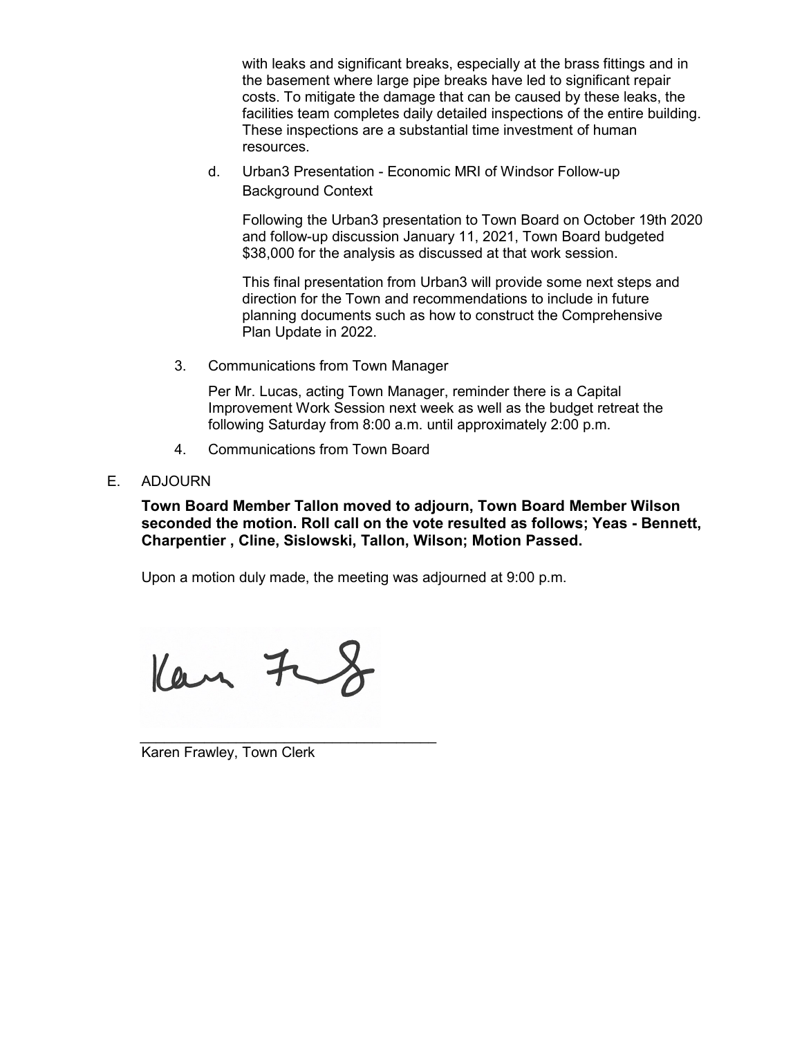with leaks and significant breaks, especially at the brass fittings and in the basement where large pipe breaks have led to significant repair costs. To mitigate the damage that can be caused by these leaks, the facilities team completes daily detailed inspections of the entire building. These inspections are a substantial time investment of human resources.

d. Urban3 Presentation - Economic MRI of Windsor Follow-up
   Background Context

   Following the Urban3 presentation to Town Board on October 19th 2020 and follow-up discussion January 11, 2021, Town Board budgeted $38,000 for the analysis as discussed at that work session.

   This final presentation from Urban3 will provide some next steps and direction for the Town and recommendations to include in future planning documents such as how to construct the Comprehensive Plan Update in 2022.

3. Communications from Town Manager

   Per Mr. Lucas, acting Town Manager, reminder there is a Capital Improvement Work Session next week as well as the budget retreat the following Saturday from 8:00 a.m. until approximately 2:00 p.m.

4. Communications from Town Board

E. ADJOURN

**Town Board Member Tallon moved to adjourn, Town Board Member Wilson seconded the motion. Roll call on the vote resulted as follows; Yeas - Bennett, Charpentier , Cline, Sislowski, Tallon, Wilson; Motion Passed.**

Upon a motion duly made, the meeting was adjourned at 9:00 p.m.

\_\_\_\_\_\_\_\_\_\_\_\_\_\_\_\_\_\_\_\_\_\_\_\_\_\_\_\_\_\_\_\_\_\_\_\_

Karen Frawley, Town Clerk